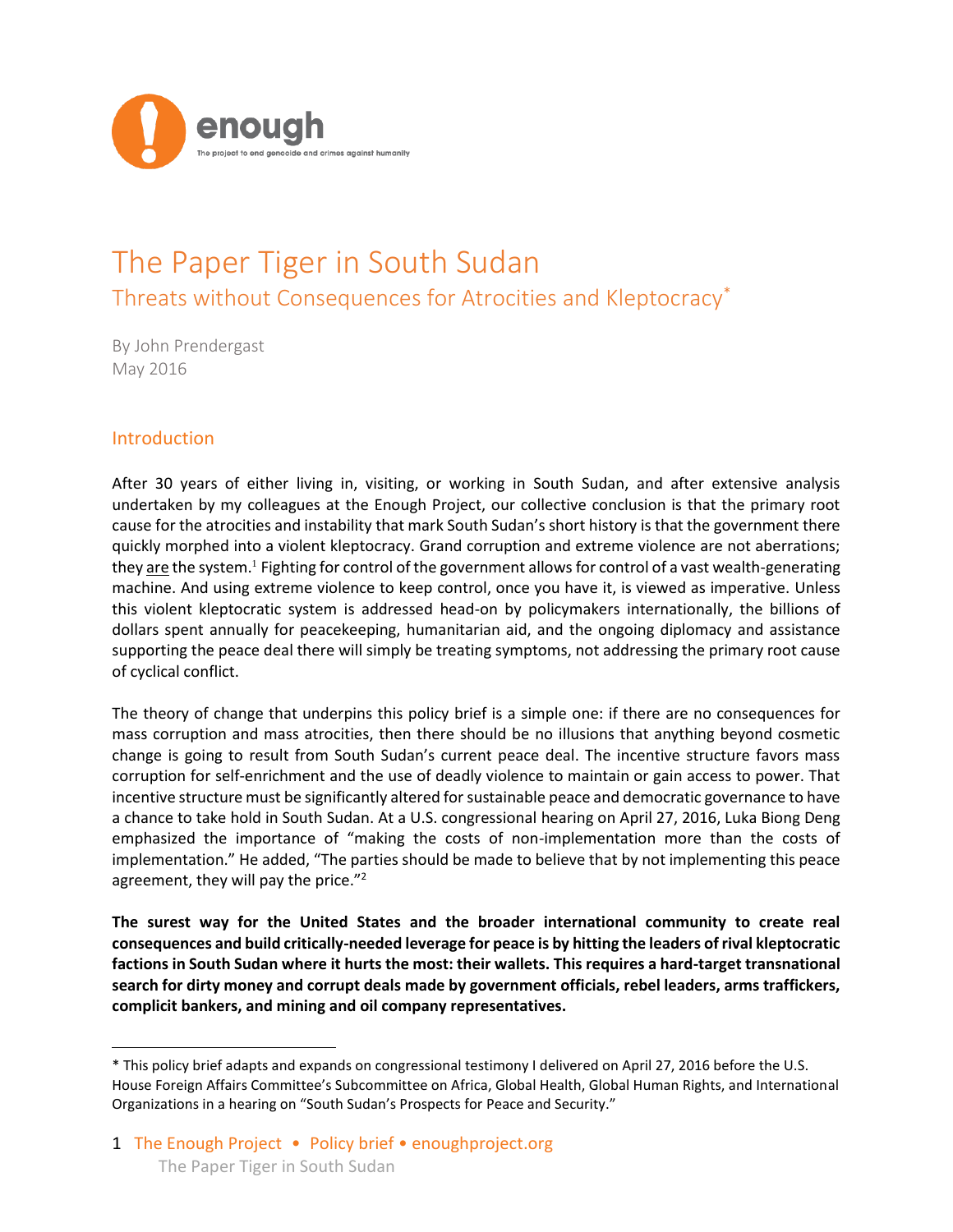enough

The project to end genocide and crimes against humanity

# The Paper Tiger in South Sudan

## Threats without Consequences for Atrocities and Kleptocracy*

By John Prendergast
May 2016

## Introduction

After 30 years of either living in, visiting, or working in South Sudan, and after extensive analysis undertaken by my colleagues at the Enough Project, our collective conclusion is that the primary root cause for the atrocities and instability that mark South Sudan's short history is that the government there quickly morphed into a violent kleptocracy. Grand corruption and extreme violence are not aberrations; they are the system.[1] Fighting for control of the government allows for control of a vast wealth-generating machine. And using extreme violence to keep control, once you have it, is viewed as imperative. Unless this violent kleptocratic system is addressed head-on by policymakers internationally, the billions of dollars spent annually for peacekeeping, humanitarian aid, and the ongoing diplomacy and assistance supporting the peace deal there will simply be treating symptoms, not addressing the primary root cause of cyclical conflict.

The theory of change that underpins this policy brief is a simple one: if there are no consequences for mass corruption and mass atrocities, then there should be no illusions that anything beyond cosmetic change is going to result from South Sudan's current peace deal. The incentive structure favors mass corruption for self-enrichment and the use of deadly violence to maintain or gain access to power. That incentive structure must be significantly altered for sustainable peace and democratic governance to have a chance to take hold in South Sudan. At a U.S. congressional hearing on April 27, 2016, Luka Biong Deng emphasized the importance of "making the costs of non-implementation more than the costs of implementation." He added, "The parties should be made to believe that by not implementing this peace agreement, they will pay the price."[2]

**The surest way for the United States and the broader international community to create real consequences and build critically-needed leverage for peace is by hitting the leaders of rival kleptocratic factions in South Sudan where it hurts the most: their wallets. This requires a hard-target transnational search for dirty money and corrupt deals made by government officials, rebel leaders, arms traffickers, complicit bankers, and mining and oil company representatives.**

---

* This policy brief adapts and expands on congressional testimony I delivered on April 27, 2016 before the U.S. House Foreign Affairs Committee's Subcommittee on Africa, Global Health, Global Human Rights, and International Organizations in a hearing on "South Sudan's Prospects for Peace and Security."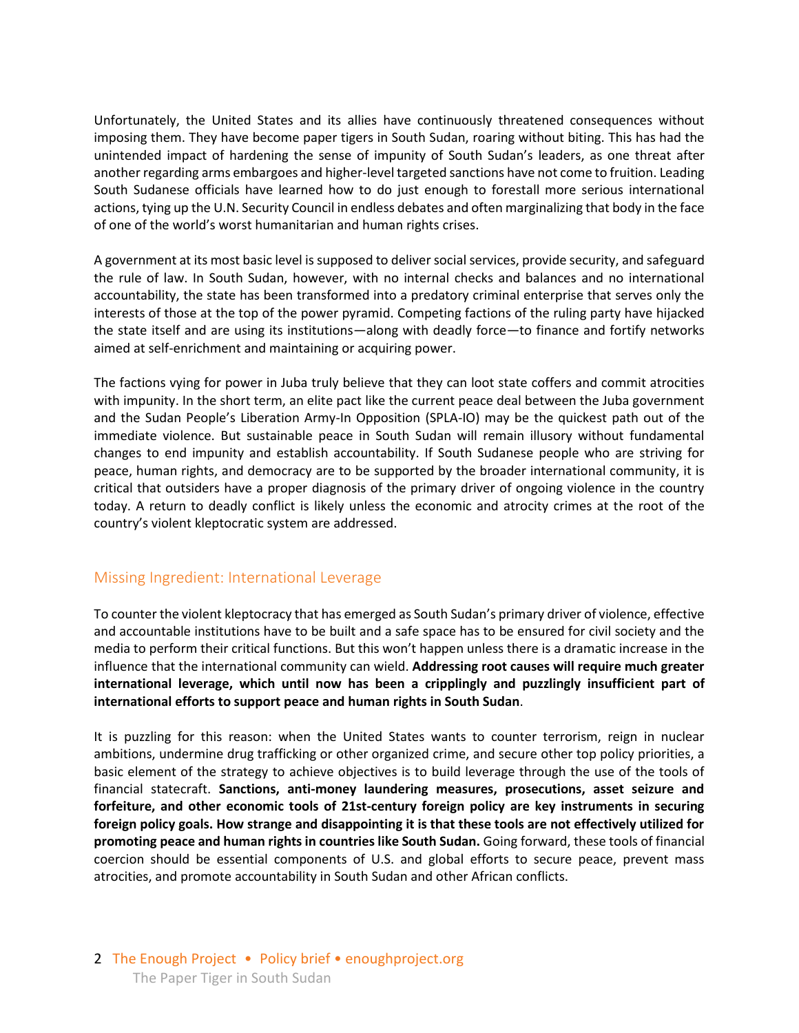Unfortunately, the United States and its allies have continuously threatened consequences without imposing them. They have become paper tigers in South Sudan, roaring without biting. This has had the unintended impact of hardening the sense of impunity of South Sudan's leaders, as one threat after another regarding arms embargoes and higher-level targeted sanctions have not come to fruition. Leading South Sudanese officials have learned how to do just enough to forestall more serious international actions, tying up the U.N. Security Council in endless debates and often marginalizing that body in the face of one of the world's worst humanitarian and human rights crises.

A government at its most basic level is supposed to deliver social services, provide security, and safeguard the rule of law. In South Sudan, however, with no internal checks and balances and no international accountability, the state has been transformed into a predatory criminal enterprise that serves only the interests of those at the top of the power pyramid. Competing factions of the ruling party have hijacked the state itself and are using its institutions—along with deadly force—to finance and fortify networks aimed at self-enrichment and maintaining or acquiring power.

The factions vying for power in Juba truly believe that they can loot state coffers and commit atrocities with impunity. In the short term, an elite pact like the current peace deal between the Juba government and the Sudan People's Liberation Army-In Opposition (SPLA-IO) may be the quickest path out of the immediate violence. But sustainable peace in South Sudan will remain illusory without fundamental changes to end impunity and establish accountability. If South Sudanese people who are striving for peace, human rights, and democracy are to be supported by the broader international community, it is critical that outsiders have a proper diagnosis of the primary driver of ongoing violence in the country today. A return to deadly conflict is likely unless the economic and atrocity crimes at the root of the country's violent kleptocratic system are addressed.

## Missing Ingredient: International Leverage

To counter the violent kleptocracy that has emerged as South Sudan's primary driver of violence, effective and accountable institutions have to be built and a safe space has to be ensured for civil society and the media to perform their critical functions. But this won't happen unless there is a dramatic increase in the influence that the international community can wield. **Addressing root causes will require much greater international leverage, which until now has been a cripplingly and puzzlingly insufficient part of international efforts to support peace and human rights in South Sudan**.

It is puzzling for this reason: when the United States wants to counter terrorism, reign in nuclear ambitions, undermine drug trafficking or other organized crime, and secure other top policy priorities, a basic element of the strategy to achieve objectives is to build leverage through the use of the tools of financial statecraft. **Sanctions, anti-money laundering measures, prosecutions, asset seizure and forfeiture, and other economic tools of 21st-century foreign policy are key instruments in securing foreign policy goals. How strange and disappointing it is that these tools are not effectively utilized for promoting peace and human rights in countries like South Sudan.** Going forward, these tools of financial coercion should be essential components of U.S. and global efforts to secure peace, prevent mass atrocities, and promote accountability in South Sudan and other African conflicts.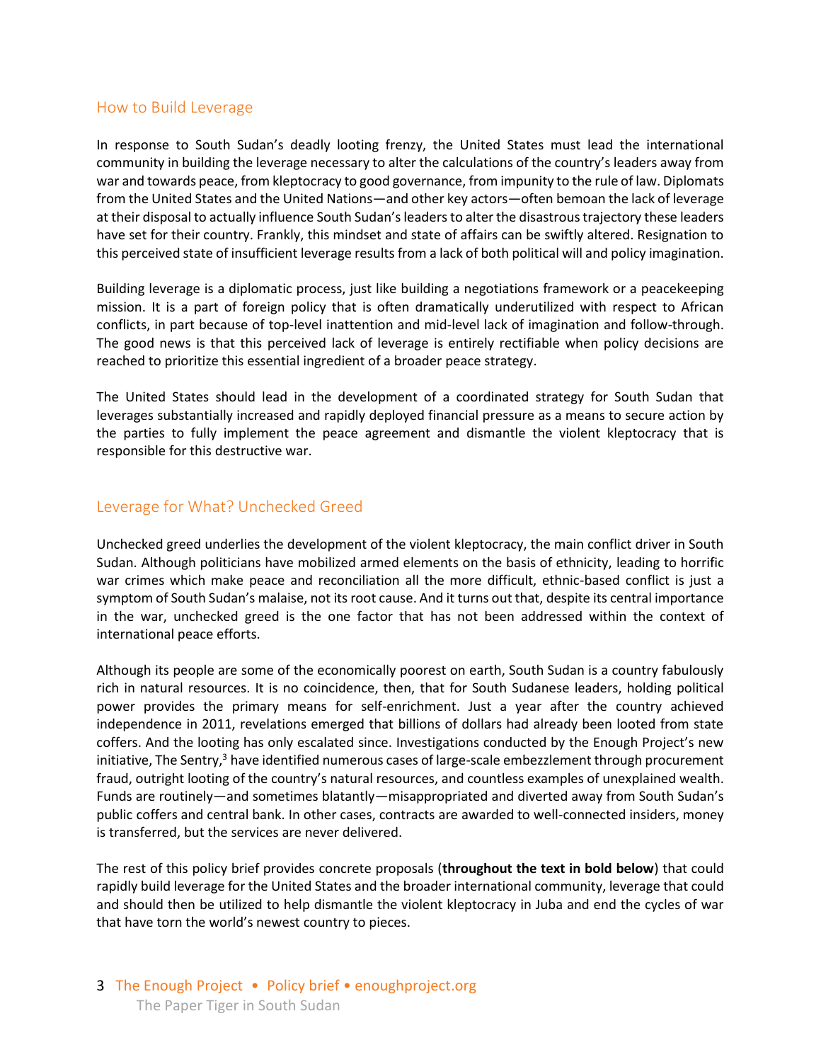## How to Build Leverage

In response to South Sudan's deadly looting frenzy, the United States must lead the international community in building the leverage necessary to alter the calculations of the country's leaders away from war and towards peace, from kleptocracy to good governance, from impunity to the rule of law. Diplomats from the United States and the United Nations—and other key actors—often bemoan the lack of leverage at their disposal to actually influence South Sudan's leaders to alter the disastrous trajectory these leaders have set for their country. Frankly, this mindset and state of affairs can be swiftly altered. Resignation to this perceived state of insufficient leverage results from a lack of both political will and policy imagination.

Building leverage is a diplomatic process, just like building a negotiations framework or a peacekeeping mission. It is a part of foreign policy that is often dramatically underutilized with respect to African conflicts, in part because of top-level inattention and mid-level lack of imagination and follow-through. The good news is that this perceived lack of leverage is entirely rectifiable when policy decisions are reached to prioritize this essential ingredient of a broader peace strategy.

The United States should lead in the development of a coordinated strategy for South Sudan that leverages substantially increased and rapidly deployed financial pressure as a means to secure action by the parties to fully implement the peace agreement and dismantle the violent kleptocracy that is responsible for this destructive war.

## Leverage for What? Unchecked Greed

Unchecked greed underlies the development of the violent kleptocracy, the main conflict driver in South Sudan. Although politicians have mobilized armed elements on the basis of ethnicity, leading to horrific war crimes which make peace and reconciliation all the more difficult, ethnic-based conflict is just a symptom of South Sudan's malaise, not its root cause. And it turns out that, despite its central importance in the war, unchecked greed is the one factor that has not been addressed within the context of international peace efforts.

Although its people are some of the economically poorest on earth, South Sudan is a country fabulously rich in natural resources. It is no coincidence, then, that for South Sudanese leaders, holding political power provides the primary means for self-enrichment. Just a year after the country achieved independence in 2011, revelations emerged that billions of dollars had already been looted from state coffers. And the looting has only escalated since. Investigations conducted by the Enough Project's new initiative, The Sentry,[3] have identified numerous cases of large-scale embezzlement through procurement fraud, outright looting of the country's natural resources, and countless examples of unexplained wealth. Funds are routinely—and sometimes blatantly—misappropriated and diverted away from South Sudan's public coffers and central bank. In other cases, contracts are awarded to well-connected insiders, money is transferred, but the services are never delivered.

The rest of this policy brief provides concrete proposals (**throughout the text in bold below**) that could rapidly build leverage for the United States and the broader international community, leverage that could and should then be utilized to help dismantle the violent kleptocracy in Juba and end the cycles of war that have torn the world's newest country to pieces.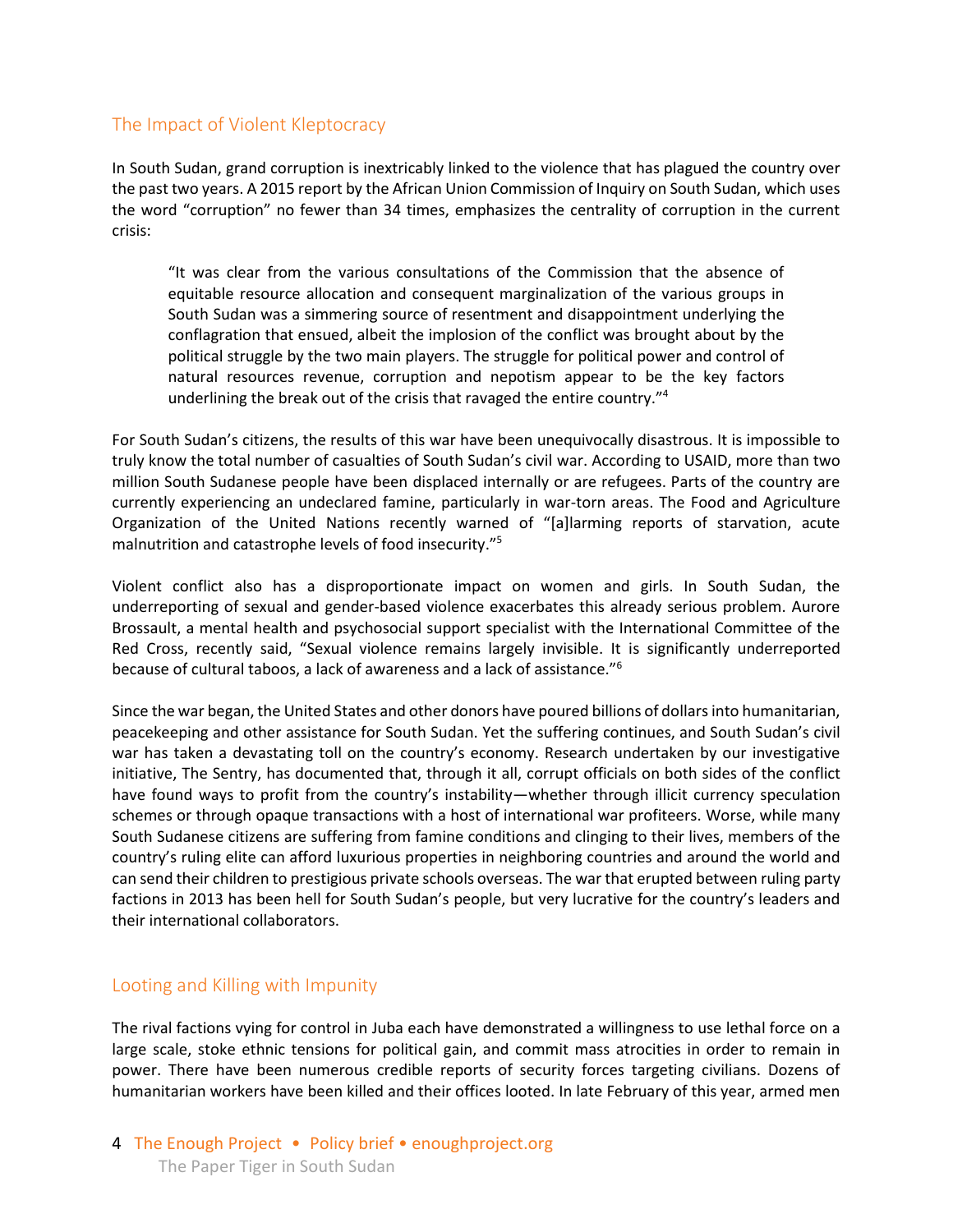## The Impact of Violent Kleptocracy

In South Sudan, grand corruption is inextricably linked to the violence that has plagued the country over the past two years. A 2015 report by the African Union Commission of Inquiry on South Sudan, which uses the word "corruption" no fewer than 34 times, emphasizes the centrality of corruption in the current crisis:

> "It was clear from the various consultations of the Commission that the absence of equitable resource allocation and consequent marginalization of the various groups in South Sudan was a simmering source of resentment and disappointment underlying the conflagration that ensued, albeit the implosion of the conflict was brought about by the political struggle by the two main players. The struggle for political power and control of natural resources revenue, corruption and nepotism appear to be the key factors underlining the break out of the crisis that ravaged the entire country."[4]

For South Sudan's citizens, the results of this war have been unequivocally disastrous. It is impossible to truly know the total number of casualties of South Sudan's civil war. According to USAID, more than two million South Sudanese people have been displaced internally or are refugees. Parts of the country are currently experiencing an undeclared famine, particularly in war-torn areas. The Food and Agriculture Organization of the United Nations recently warned of "[a]larming reports of starvation, acute malnutrition and catastrophe levels of food insecurity."[5]

Violent conflict also has a disproportionate impact on women and girls. In South Sudan, the underreporting of sexual and gender-based violence exacerbates this already serious problem. Aurore Brossault, a mental health and psychosocial support specialist with the International Committee of the Red Cross, recently said, "Sexual violence remains largely invisible. It is significantly underreported because of cultural taboos, a lack of awareness and a lack of assistance."[6]

Since the war began, the United States and other donors have poured billions of dollars into humanitarian, peacekeeping and other assistance for South Sudan. Yet the suffering continues, and South Sudan's civil war has taken a devastating toll on the country's economy. Research undertaken by our investigative initiative, The Sentry, has documented that, through it all, corrupt officials on both sides of the conflict have found ways to profit from the country's instability—whether through illicit currency speculation schemes or through opaque transactions with a host of international war profiteers. Worse, while many South Sudanese citizens are suffering from famine conditions and clinging to their lives, members of the country's ruling elite can afford luxurious properties in neighboring countries and around the world and can send their children to prestigious private schools overseas. The war that erupted between ruling party factions in 2013 has been hell for South Sudan's people, but very lucrative for the country's leaders and their international collaborators.

## Looting and Killing with Impunity

The rival factions vying for control in Juba each have demonstrated a willingness to use lethal force on a large scale, stoke ethnic tensions for political gain, and commit mass atrocities in order to remain in power. There have been numerous credible reports of security forces targeting civilians. Dozens of humanitarian workers have been killed and their offices looted. In late February of this year, armed men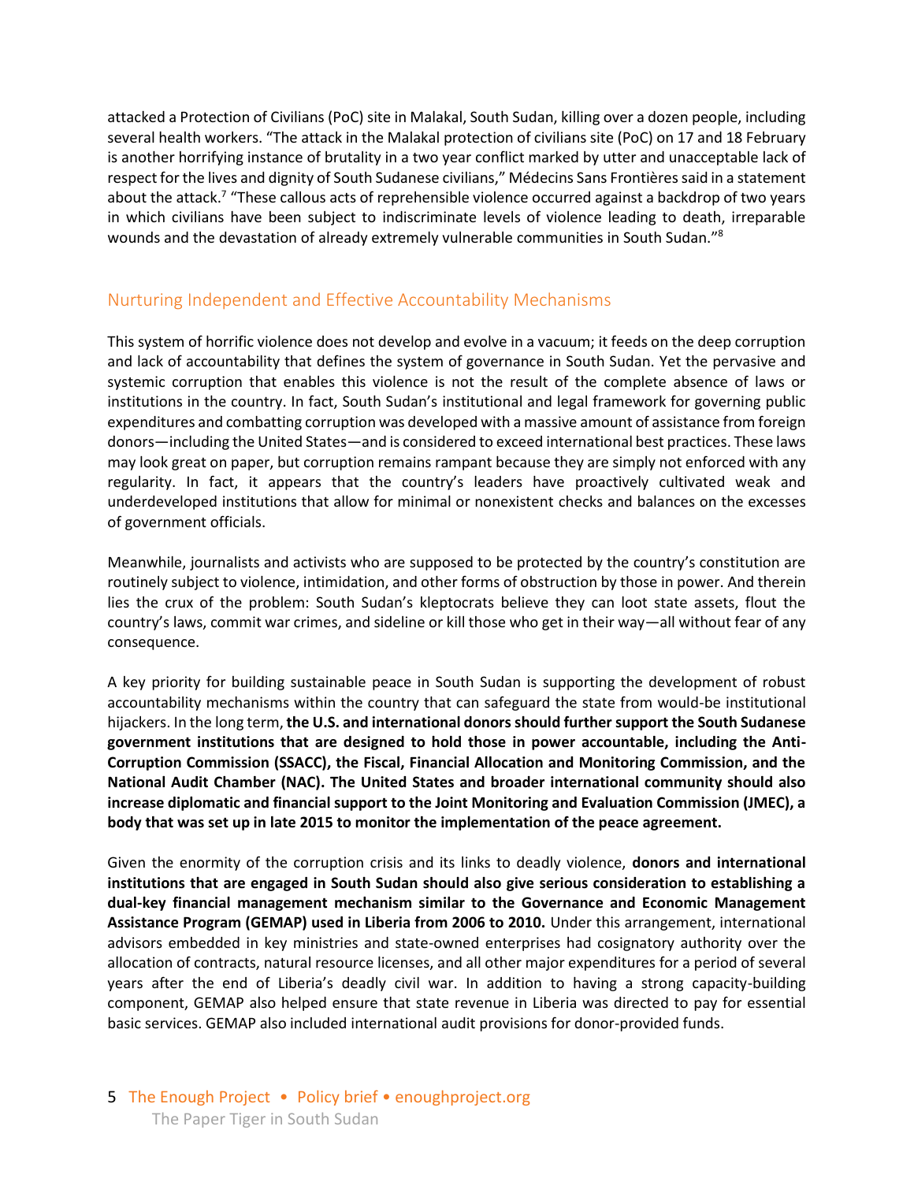attacked a Protection of Civilians (PoC) site in Malakal, South Sudan, killing over a dozen people, including several health workers. "The attack in the Malakal protection of civilians site (PoC) on 17 and 18 February is another horrifying instance of brutality in a two year conflict marked by utter and unacceptable lack of respect for the lives and dignity of South Sudanese civilians," Médecins Sans Frontières said in a statement about the attack.[7] "These callous acts of reprehensible violence occurred against a backdrop of two years in which civilians have been subject to indiscriminate levels of violence leading to death, irreparable wounds and the devastation of already extremely vulnerable communities in South Sudan."[8]

## Nurturing Independent and Effective Accountability Mechanisms

This system of horrific violence does not develop and evolve in a vacuum; it feeds on the deep corruption and lack of accountability that defines the system of governance in South Sudan. Yet the pervasive and systemic corruption that enables this violence is not the result of the complete absence of laws or institutions in the country. In fact, South Sudan's institutional and legal framework for governing public expenditures and combatting corruption was developed with a massive amount of assistance from foreign donors—including the United States—and is considered to exceed international best practices. These laws may look great on paper, but corruption remains rampant because they are simply not enforced with any regularity. In fact, it appears that the country's leaders have proactively cultivated weak and underdeveloped institutions that allow for minimal or nonexistent checks and balances on the excesses of government officials.

Meanwhile, journalists and activists who are supposed to be protected by the country's constitution are routinely subject to violence, intimidation, and other forms of obstruction by those in power. And therein lies the crux of the problem: South Sudan's kleptocrats believe they can loot state assets, flout the country's laws, commit war crimes, and sideline or kill those who get in their way—all without fear of any consequence.

A key priority for building sustainable peace in South Sudan is supporting the development of robust accountability mechanisms within the country that can safeguard the state from would-be institutional hijackers. In the long term, **the U.S. and international donors should further support the South Sudanese government institutions that are designed to hold those in power accountable, including the Anti-Corruption Commission (SSACC), the Fiscal, Financial Allocation and Monitoring Commission, and the National Audit Chamber (NAC). The United States and broader international community should also increase diplomatic and financial support to the Joint Monitoring and Evaluation Commission (JMEC), a body that was set up in late 2015 to monitor the implementation of the peace agreement.**

Given the enormity of the corruption crisis and its links to deadly violence, **donors and international institutions that are engaged in South Sudan should also give serious consideration to establishing a dual-key financial management mechanism similar to the Governance and Economic Management Assistance Program (GEMAP) used in Liberia from 2006 to 2010.** Under this arrangement, international advisors embedded in key ministries and state-owned enterprises had cosignatory authority over the allocation of contracts, natural resource licenses, and all other major expenditures for a period of several years after the end of Liberia's deadly civil war. In addition to having a strong capacity-building component, GEMAP also helped ensure that state revenue in Liberia was directed to pay for essential basic services. GEMAP also included international audit provisions for donor-provided funds.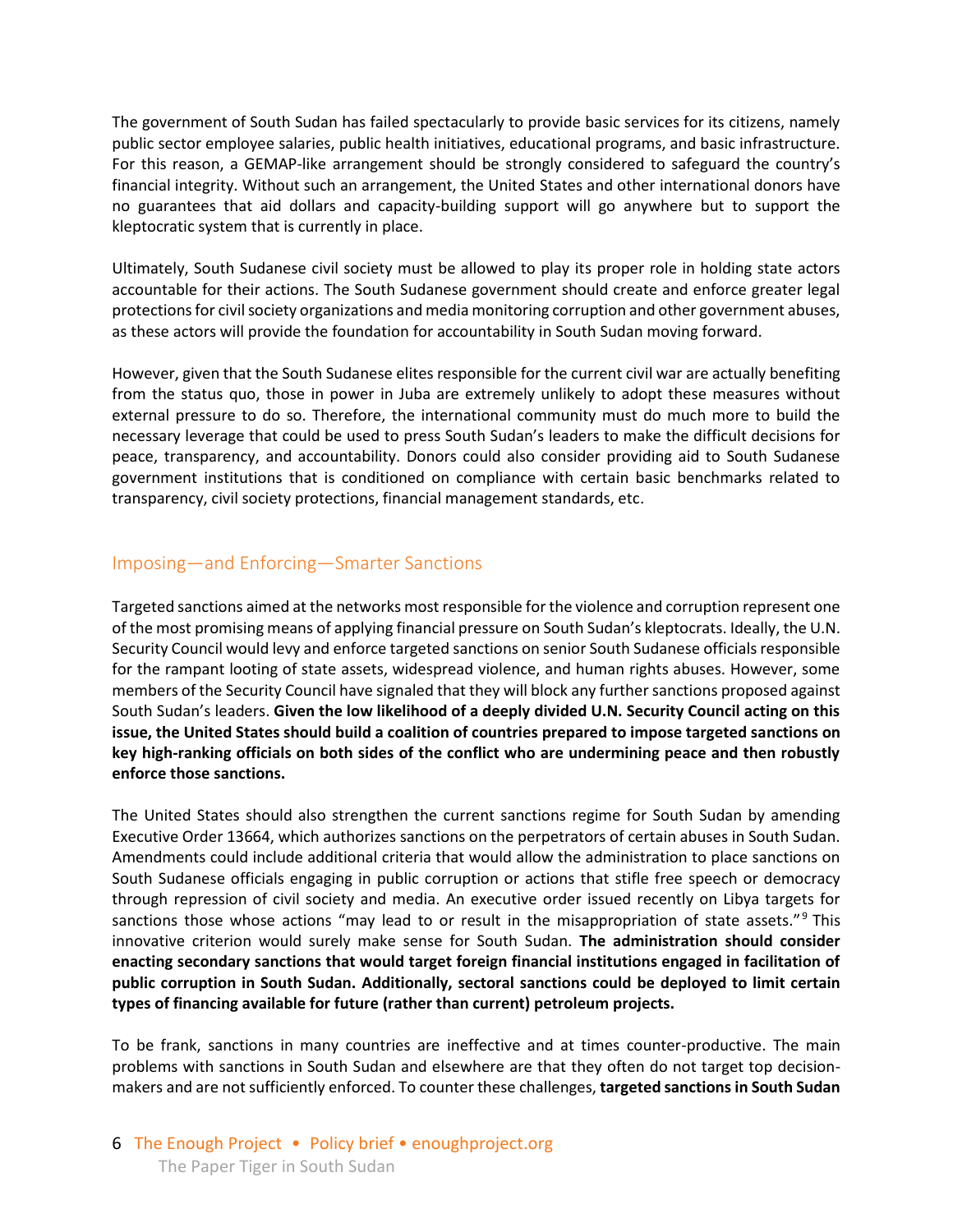The government of South Sudan has failed spectacularly to provide basic services for its citizens, namely public sector employee salaries, public health initiatives, educational programs, and basic infrastructure. For this reason, a GEMAP-like arrangement should be strongly considered to safeguard the country's financial integrity. Without such an arrangement, the United States and other international donors have no guarantees that aid dollars and capacity-building support will go anywhere but to support the kleptocratic system that is currently in place.

Ultimately, South Sudanese civil society must be allowed to play its proper role in holding state actors accountable for their actions. The South Sudanese government should create and enforce greater legal protections for civil society organizations and media monitoring corruption and other government abuses, as these actors will provide the foundation for accountability in South Sudan moving forward.

However, given that the South Sudanese elites responsible for the current civil war are actually benefiting from the status quo, those in power in Juba are extremely unlikely to adopt these measures without external pressure to do so. Therefore, the international community must do much more to build the necessary leverage that could be used to press South Sudan's leaders to make the difficult decisions for peace, transparency, and accountability. Donors could also consider providing aid to South Sudanese government institutions that is conditioned on compliance with certain basic benchmarks related to transparency, civil society protections, financial management standards, etc.

## Imposing—and Enforcing—Smarter Sanctions

Targeted sanctions aimed at the networks most responsible for the violence and corruption represent one of the most promising means of applying financial pressure on South Sudan's kleptocrats. Ideally, the U.N. Security Council would levy and enforce targeted sanctions on senior South Sudanese officials responsible for the rampant looting of state assets, widespread violence, and human rights abuses. However, some members of the Security Council have signaled that they will block any further sanctions proposed against South Sudan's leaders. **Given the low likelihood of a deeply divided U.N. Security Council acting on this issue, the United States should build a coalition of countries prepared to impose targeted sanctions on key high-ranking officials on both sides of the conflict who are undermining peace and then robustly enforce those sanctions.**

The United States should also strengthen the current sanctions regime for South Sudan by amending Executive Order 13664, which authorizes sanctions on the perpetrators of certain abuses in South Sudan. Amendments could include additional criteria that would allow the administration to place sanctions on South Sudanese officials engaging in public corruption or actions that stifle free speech or democracy through repression of civil society and media. An executive order issued recently on Libya targets for sanctions those whose actions "may lead to or result in the misappropriation of state assets."[9] This innovative criterion would surely make sense for South Sudan. **The administration should consider enacting secondary sanctions that would target foreign financial institutions engaged in facilitation of public corruption in South Sudan. Additionally, sectoral sanctions could be deployed to limit certain types of financing available for future (rather than current) petroleum projects.**

To be frank, sanctions in many countries are ineffective and at times counter-productive. The main problems with sanctions in South Sudan and elsewhere are that they often do not target top decision-makers and are not sufficiently enforced. To counter these challenges, **targeted sanctions in South Sudan**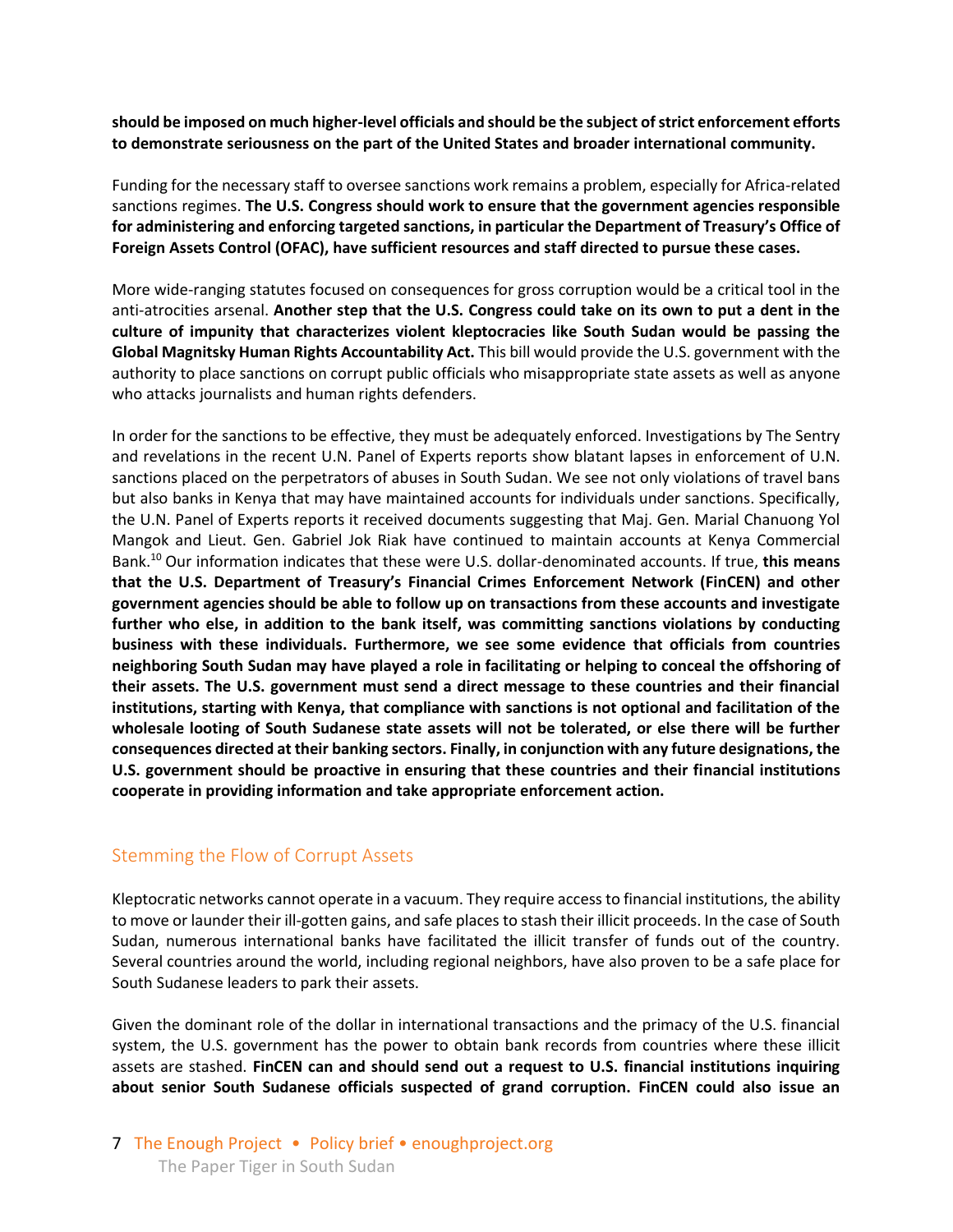**should be imposed on much higher-level officials and should be the subject of strict enforcement efforts to demonstrate seriousness on the part of the United States and broader international community.**

Funding for the necessary staff to oversee sanctions work remains a problem, especially for Africa-related sanctions regimes. **The U.S. Congress should work to ensure that the government agencies responsible for administering and enforcing targeted sanctions, in particular the Department of Treasury's Office of Foreign Assets Control (OFAC), have sufficient resources and staff directed to pursue these cases.**

More wide-ranging statutes focused on consequences for gross corruption would be a critical tool in the anti-atrocities arsenal. **Another step that the U.S. Congress could take on its own to put a dent in the culture of impunity that characterizes violent kleptocracies like South Sudan would be passing the Global Magnitsky Human Rights Accountability Act.** This bill would provide the U.S. government with the authority to place sanctions on corrupt public officials who misappropriate state assets as well as anyone who attacks journalists and human rights defenders.

In order for the sanctions to be effective, they must be adequately enforced. Investigations by The Sentry and revelations in the recent U.N. Panel of Experts reports show blatant lapses in enforcement of U.N. sanctions placed on the perpetrators of abuses in South Sudan. We see not only violations of travel bans but also banks in Kenya that may have maintained accounts for individuals under sanctions. Specifically, the U.N. Panel of Experts reports it received documents suggesting that Maj. Gen. Marial Chanuong Yol Mangok and Lieut. Gen. Gabriel Jok Riak have continued to maintain accounts at Kenya Commercial Bank.[10] Our information indicates that these were U.S. dollar-denominated accounts. If true, **this means that the U.S. Department of Treasury's Financial Crimes Enforcement Network (FinCEN) and other government agencies should be able to follow up on transactions from these accounts and investigate further who else, in addition to the bank itself, was committing sanctions violations by conducting business with these individuals. Furthermore, we see some evidence that officials from countries neighboring South Sudan may have played a role in facilitating or helping to conceal the offshoring of their assets. The U.S. government must send a direct message to these countries and their financial institutions, starting with Kenya, that compliance with sanctions is not optional and facilitation of the wholesale looting of South Sudanese state assets will not be tolerated, or else there will be further consequences directed at their banking sectors. Finally, in conjunction with any future designations, the U.S. government should be proactive in ensuring that these countries and their financial institutions cooperate in providing information and take appropriate enforcement action.**

## Stemming the Flow of Corrupt Assets

Kleptocratic networks cannot operate in a vacuum. They require access to financial institutions, the ability to move or launder their ill-gotten gains, and safe places to stash their illicit proceeds. In the case of South Sudan, numerous international banks have facilitated the illicit transfer of funds out of the country. Several countries around the world, including regional neighbors, have also proven to be a safe place for South Sudanese leaders to park their assets.

Given the dominant role of the dollar in international transactions and the primacy of the U.S. financial system, the U.S. government has the power to obtain bank records from countries where these illicit assets are stashed. **FinCEN can and should send out a request to U.S. financial institutions inquiring about senior South Sudanese officials suspected of grand corruption. FinCEN could also issue an**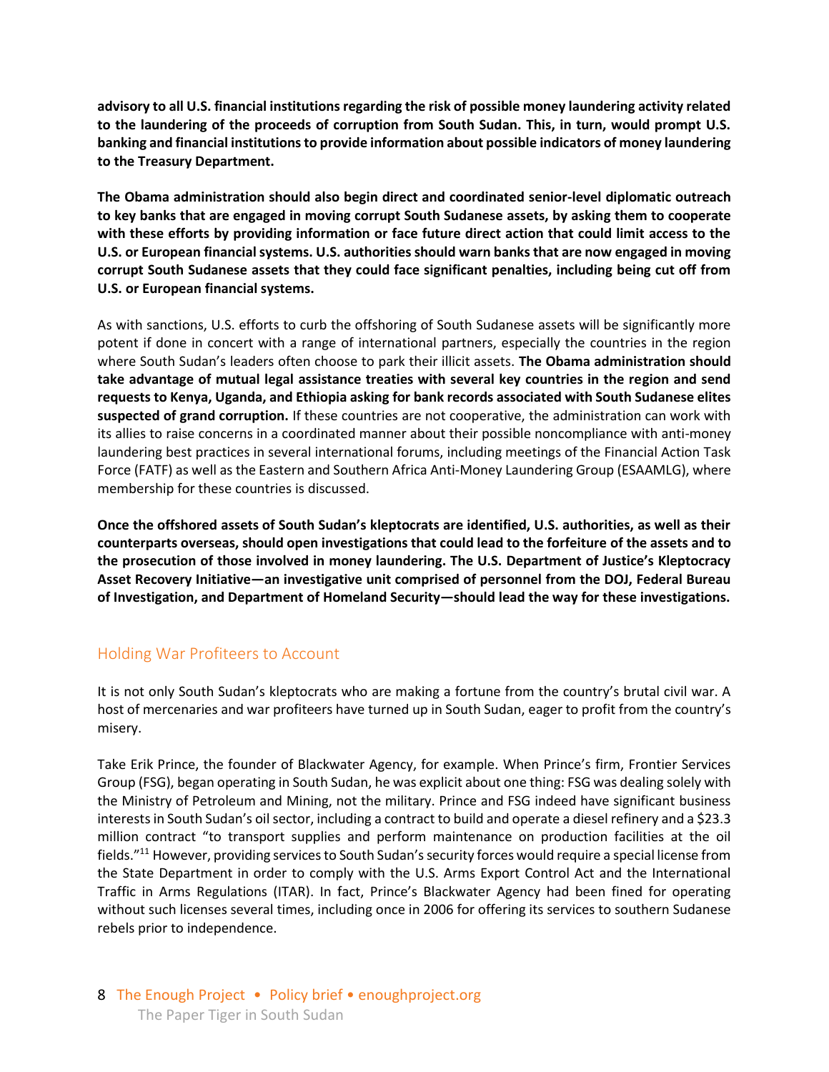**advisory to all U.S. financial institutions regarding the risk of possible money laundering activity related to the laundering of the proceeds of corruption from South Sudan. This, in turn, would prompt U.S. banking and financial institutions to provide information about possible indicators of money laundering to the Treasury Department.**

**The Obama administration should also begin direct and coordinated senior-level diplomatic outreach to key banks that are engaged in moving corrupt South Sudanese assets, by asking them to cooperate with these efforts by providing information or face future direct action that could limit access to the U.S. or European financial systems. U.S. authorities should warn banks that are now engaged in moving corrupt South Sudanese assets that they could face significant penalties, including being cut off from U.S. or European financial systems.**

As with sanctions, U.S. efforts to curb the offshoring of South Sudanese assets will be significantly more potent if done in concert with a range of international partners, especially the countries in the region where South Sudan's leaders often choose to park their illicit assets. **The Obama administration should take advantage of mutual legal assistance treaties with several key countries in the region and send requests to Kenya, Uganda, and Ethiopia asking for bank records associated with South Sudanese elites suspected of grand corruption.** If these countries are not cooperative, the administration can work with its allies to raise concerns in a coordinated manner about their possible noncompliance with anti-money laundering best practices in several international forums, including meetings of the Financial Action Task Force (FATF) as well as the Eastern and Southern Africa Anti-Money Laundering Group (ESAAMLG), where membership for these countries is discussed.

**Once the offshored assets of South Sudan's kleptocrats are identified, U.S. authorities, as well as their counterparts overseas, should open investigations that could lead to the forfeiture of the assets and to the prosecution of those involved in money laundering. The U.S. Department of Justice's Kleptocracy Asset Recovery Initiative—an investigative unit comprised of personnel from the DOJ, Federal Bureau of Investigation, and Department of Homeland Security—should lead the way for these investigations.**

## Holding War Profiteers to Account

It is not only South Sudan's kleptocrats who are making a fortune from the country's brutal civil war. A host of mercenaries and war profiteers have turned up in South Sudan, eager to profit from the country's misery.

Take Erik Prince, the founder of Blackwater Agency, for example. When Prince's firm, Frontier Services Group (FSG), began operating in South Sudan, he was explicit about one thing: FSG was dealing solely with the Ministry of Petroleum and Mining, not the military. Prince and FSG indeed have significant business interests in South Sudan's oil sector, including a contract to build and operate a diesel refinery and a $23.3 million contract "to transport supplies and perform maintenance on production facilities at the oil fields."[11] However, providing services to South Sudan's security forces would require a special license from the State Department in order to comply with the U.S. Arms Export Control Act and the International Traffic in Arms Regulations (ITAR). In fact, Prince's Blackwater Agency had been fined for operating without such licenses several times, including once in 2006 for offering its services to southern Sudanese rebels prior to independence.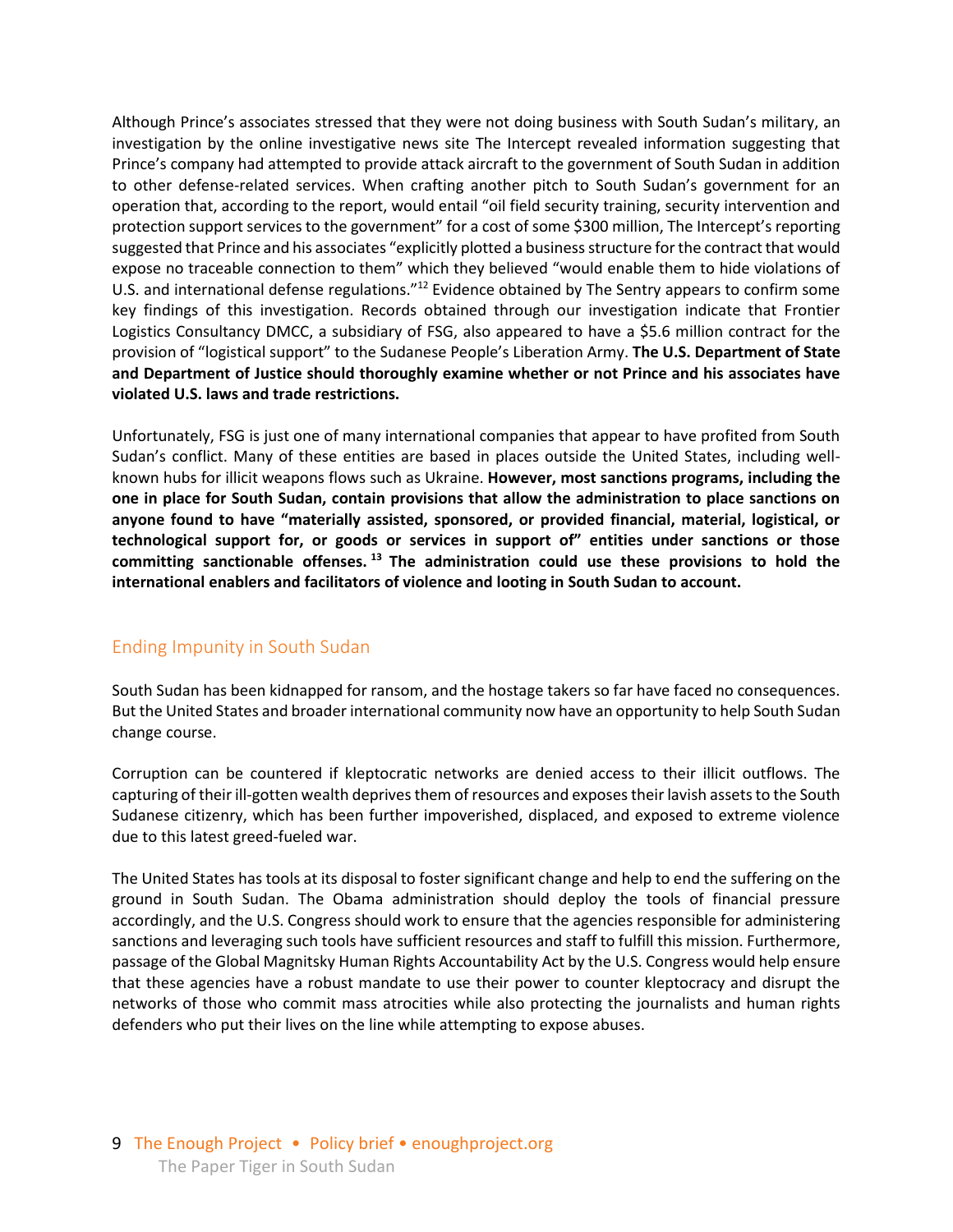Although Prince's associates stressed that they were not doing business with South Sudan's military, an investigation by the online investigative news site The Intercept revealed information suggesting that Prince's company had attempted to provide attack aircraft to the government of South Sudan in addition to other defense-related services. When crafting another pitch to South Sudan's government for an operation that, according to the report, would entail "oil field security training, security intervention and protection support services to the government" for a cost of some $300 million, The Intercept's reporting suggested that Prince and his associates "explicitly plotted a business structure for the contract that would expose no traceable connection to them" which they believed "would enable them to hide violations of U.S. and international defense regulations."[12] Evidence obtained by The Sentry appears to confirm some key findings of this investigation. Records obtained through our investigation indicate that Frontier Logistics Consultancy DMCC, a subsidiary of FSG, also appeared to have a $5.6 million contract for the provision of "logistical support" to the Sudanese People's Liberation Army. **The U.S. Department of State and Department of Justice should thoroughly examine whether or not Prince and his associates have violated U.S. laws and trade restrictions.**

Unfortunately, FSG is just one of many international companies that appear to have profited from South Sudan's conflict. Many of these entities are based in places outside the United States, including well-known hubs for illicit weapons flows such as Ukraine. **However, most sanctions programs, including the one in place for South Sudan, contain provisions that allow the administration to place sanctions on anyone found to have "materially assisted, sponsored, or provided financial, material, logistical, or technological support for, or goods or services in support of" entities under sanctions or those committing sanctionable offenses.[13] The administration could use these provisions to hold the international enablers and facilitators of violence and looting in South Sudan to account.**

## Ending Impunity in South Sudan

South Sudan has been kidnapped for ransom, and the hostage takers so far have faced no consequences. But the United States and broader international community now have an opportunity to help South Sudan change course.

Corruption can be countered if kleptocratic networks are denied access to their illicit outflows. The capturing of their ill-gotten wealth deprives them of resources and exposes their lavish assets to the South Sudanese citizenry, which has been further impoverished, displaced, and exposed to extreme violence due to this latest greed-fueled war.

The United States has tools at its disposal to foster significant change and help to end the suffering on the ground in South Sudan. The Obama administration should deploy the tools of financial pressure accordingly, and the U.S. Congress should work to ensure that the agencies responsible for administering sanctions and leveraging such tools have sufficient resources and staff to fulfill this mission. Furthermore, passage of the Global Magnitsky Human Rights Accountability Act by the U.S. Congress would help ensure that these agencies have a robust mandate to use their power to counter kleptocracy and disrupt the networks of those who commit mass atrocities while also protecting the journalists and human rights defenders who put their lives on the line while attempting to expose abuses.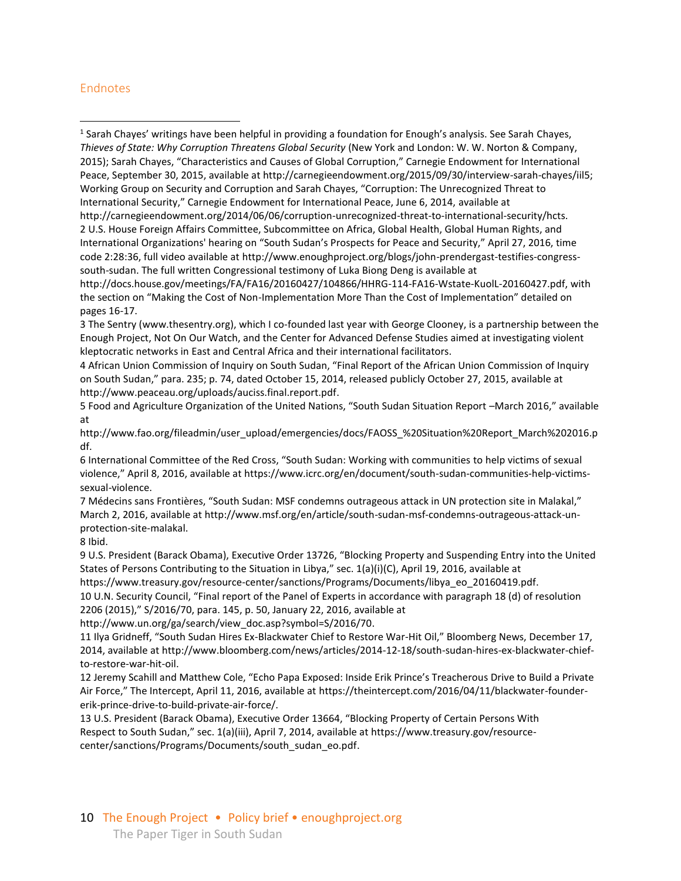## Endnotes

[1] Sarah Chayes' writings have been helpful in providing a foundation for Enough's analysis. See Sarah Chayes, *Thieves of State: Why Corruption Threatens Global Security* (New York and London: W. W. Norton & Company, 2015); Sarah Chayes, "Characteristics and Causes of Global Corruption," Carnegie Endowment for International Peace, September 30, 2015, available at http://carnegieendowment.org/2015/09/30/interview-sarah-chayes/iil5; Working Group on Security and Corruption and Sarah Chayes, "Corruption: The Unrecognized Threat to International Security," Carnegie Endowment for International Peace, June 6, 2014, available at http://carnegieendowment.org/2014/06/06/corruption-unrecognized-threat-to-international-security/hcts.

2 U.S. House Foreign Affairs Committee, Subcommittee on Africa, Global Health, Global Human Rights, and International Organizations' hearing on "South Sudan's Prospects for Peace and Security," April 27, 2016, time code 2:28:36, full video available at http://www.enoughproject.org/blogs/john-prendergast-testifies-congress-south-sudan. The full written Congressional testimony of Luka Biong Deng is available at http://docs.house.gov/meetings/FA/FA16/20160427/104866/HHRG-114-FA16-Wstate-KuolL-20160427.pdf, with the section on "Making the Cost of Non-Implementation More Than the Cost of Implementation" detailed on pages 16-17.

3 The Sentry (www.thesentry.org), which I co-founded last year with George Clooney, is a partnership between the Enough Project, Not On Our Watch, and the Center for Advanced Defense Studies aimed at investigating violent kleptocratic networks in East and Central Africa and their international facilitators.

4 African Union Commission of Inquiry on South Sudan, "Final Report of the African Union Commission of Inquiry on South Sudan," para. 235; p. 74, dated October 15, 2014, released publicly October 27, 2015, available at http://www.peaceau.org/uploads/auciss.final.report.pdf.

5 Food and Agriculture Organization of the United Nations, "South Sudan Situation Report –March 2016," available at http://www.fao.org/fileadmin/user_upload/emergencies/docs/FAOSS_%20Situation%20Report_March%202016.pdf.

6 International Committee of the Red Cross, "South Sudan: Working with communities to help victims of sexual violence," April 8, 2016, available at https://www.icrc.org/en/document/south-sudan-communities-help-victims-sexual-violence.

7 Médecins sans Frontières, "South Sudan: MSF condemns outrageous attack in UN protection site in Malakal," March 2, 2016, available at http://www.msf.org/en/article/south-sudan-msf-condemns-outrageous-attack-un-protection-site-malakal.

8 Ibid.

9 U.S. President (Barack Obama), Executive Order 13726, "Blocking Property and Suspending Entry into the United States of Persons Contributing to the Situation in Libya," sec. 1(a)(i)(C), April 19, 2016, available at https://www.treasury.gov/resource-center/sanctions/Programs/Documents/libya_eo_20160419.pdf.

10 U.N. Security Council, "Final report of the Panel of Experts in accordance with paragraph 18 (d) of resolution 2206 (2015)," S/2016/70, para. 145, p. 50, January 22, 2016, available at http://www.un.org/ga/search/view_doc.asp?symbol=S/2016/70.

11 Ilya Gridneff, "South Sudan Hires Ex-Blackwater Chief to Restore War-Hit Oil," Bloomberg News, December 17, 2014, available at http://www.bloomberg.com/news/articles/2014-12-18/south-sudan-hires-ex-blackwater-chief-to-restore-war-hit-oil.

12 Jeremy Scahill and Matthew Cole, "Echo Papa Exposed: Inside Erik Prince's Treacherous Drive to Build a Private Air Force," The Intercept, April 11, 2016, available at https://theintercept.com/2016/04/11/blackwater-founder-erik-prince-drive-to-build-private-air-force/.

13 U.S. President (Barack Obama), Executive Order 13664, "Blocking Property of Certain Persons With Respect to South Sudan," sec. 1(a)(iii), April 7, 2014, available at https://www.treasury.gov/resource-center/sanctions/Programs/Documents/south_sudan_eo.pdf.